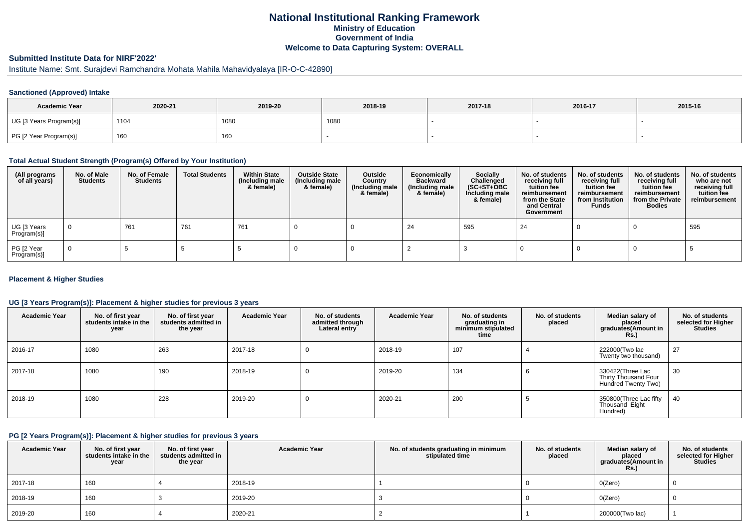# National Institutional Ranking Framework
## Ministry of Education
## Government of India
## Welcome to Data Capturing System: OVERALL

**Submitted Institute Data for NIRF'2022'**

Institute Name: Smt. Surajdevi Ramchandra Mohata Mahila Mahavidyalaya [IR-O-C-42890]

### Sanctioned (Approved) Intake

| Academic Year | 2020-21 | 2019-20 | 2018-19 | 2017-18 | 2016-17 | 2015-16 |
|---|---|---|---|---|---|---|
| UG [3 Years Program(s)] | 1104 | 1080 | 1080 | - | - | - |
| PG [2 Year Program(s)] | 160 | 160 | - | - | - | - |

### Total Actual Student Strength (Program(s) Offered by Your Institution)

| (All programs of all years) | No. of Male Students | No. of Female Students | Total Students | Within State (Including male & female) | Outside State (Including male & female) | Outside Country (Including male & female) | Economically Backward (Including male & female) | Socially Challenged (SC+ST+OBC Including male & female) | No. of students receiving full tuition fee reimbursement from the State and Central Government | No. of students receiving full tuition fee reimbursement from Institution Funds | No. of students receiving full tuition fee reimbursement from the Private Bodies | No. of students who are not receiving full tuition fee reimbursement |
|---|---|---|---|---|---|---|---|---|---|---|---|---|
| UG [3 Years Program(s)] | 0 | 761 | 761 | 761 | 0 | 0 | 24 | 595 | 24 | 0 | 0 | 595 |
| PG [2 Year Program(s)] | 0 | 5 | 5 | 5 | 0 | 0 | 2 | 3 | 0 | 0 | 0 | 5 |

### Placement & Higher Studies

#### UG [3 Years Program(s)]: Placement & higher studies for previous 3 years

| Academic Year | No. of first year students intake in the year | No. of first year students admitted in the year | Academic Year | No. of students admitted through Lateral entry | Academic Year | No. of students graduating in minimum stipulated time | No. of students placed | Median salary of placed graduates(Amount in Rs.) | No. of students selected for Higher Studies |
|---|---|---|---|---|---|---|---|---|---|
| 2016-17 | 1080 | 263 | 2017-18 | 0 | 2018-19 | 107 | 4 | 222000(Two lac Twenty two thousand) | 27 |
| 2017-18 | 1080 | 190 | 2018-19 | 0 | 2019-20 | 134 | 6 | 330422(Three Lac Thirty Thousand Four Hundred Twenty Two) | 30 |
| 2018-19 | 1080 | 228 | 2019-20 | 0 | 2020-21 | 200 | 5 | 350800(Three Lac fifty Thousand Eight Hundred) | 40 |

#### PG [2 Years Program(s)]: Placement & higher studies for previous 3 years

| Academic Year | No. of first year students intake in the year | No. of first year students admitted in the year | Academic Year | No. of students graduating in minimum stipulated time | No. of students placed | Median salary of placed graduates(Amount in Rs.) | No. of students selected for Higher Studies |
|---|---|---|---|---|---|---|---|
| 2017-18 | 160 | 4 | 2018-19 | 1 | 0 | 0(Zero) | 0 |
| 2018-19 | 160 | 3 | 2019-20 | 3 | 0 | 0(Zero) | 0 |
| 2019-20 | 160 | 4 | 2020-21 | 2 | 1 | 200000(Two lac) | 1 |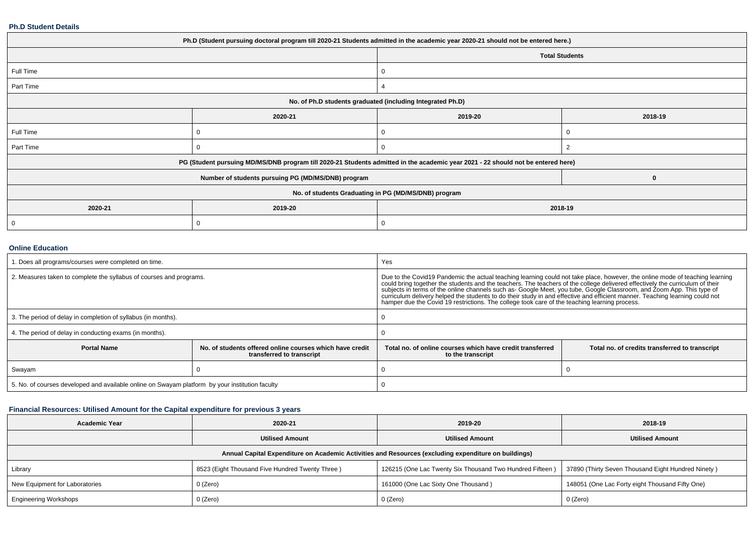### Ph.D Student Details

| Ph.D (Student pursuing doctoral program till 2020-21 Students admitted in the academic year 2020-21 should not be entered here.) | | | |
|---|---|---|---|
| | | Total Students | |
| Full Time | | 0 | |
| Part Time | | 4 | |
| No. of Ph.D students graduated (including Integrated Ph.D) | | | |
| | 2020-21 | 2019-20 | 2018-19 |
| Full Time | 0 | 0 | 0 |
| Part Time | 0 | 0 | 2 |
| PG (Student pursuing MD/MS/DNB program till 2020-21 Students admitted in the academic year 2021 - 22 should not be entered here) | | | |
| Number of students pursuing PG (MD/MS/DNB) program | | | 0 |
| No. of students Graduating in PG (MD/MS/DNB) program | | | |
| 2020-21 | 2019-20 | 2018-19 | |
| 0 | 0 | 0 | |

### Online Education

| | | | |
|---|---|---|---|
| 1. Does all programs/courses were completed on time. | | Yes | |
| 2. Measures taken to complete the syllabus of courses and programs. | | Due to the Covid19 Pandemic the actual teaching learning could not take place, however, the online mode of teaching learning could bring together the students and the teachers. The teachers of the college delivered effectively the curriculum of their subjects in terms of the online channels such as- Google Meet, you tube, Google Classroom, and Zoom App. This type of curriculum delivery helped the students to do their study in and effective and efficient manner. Teaching learning could not hamper due the Covid 19 restrictions. The college took care of the teaching learning process. | |
| 3. The period of delay in completion of syllabus (in months). | | 0 | |
| 4. The period of delay in conducting exams (in months). | | 0 | |
| **Portal Name** | **No. of students offered online courses which have credit transferred to transcript** | **Total no. of online courses which have credit transferred to the transcript** | **Total no. of credits transferred to transcript** |
| Swayam | 0 | 0 | 0 |
| 5. No. of courses developed and available online on Swayam platform by your institution faculty | | 0 | |

### Financial Resources: Utilised Amount for the Capital expenditure for previous 3 years

| Academic Year | 2020-21 | 2019-20 | 2018-19 |
|---|---|---|---|
| | Utilised Amount | Utilised Amount | Utilised Amount |
| Annual Capital Expenditure on Academic Activities and Resources (excluding expenditure on buildings) | | | |
| Library | 8523 (Eight Thousand Five Hundred Twenty Three ) | 126215 (One Lac Twenty Six Thousand Two Hundred Fifteen ) | 37890 (Thirty Seven Thousand Eight Hundred Ninety ) |
| New Equipment for Laboratories | 0 (Zero) | 161000 (One Lac Sixty One Thousand ) | 148051 (One Lac Forty eight Thousand Fifty One) |
| Engineering Workshops | 0 (Zero) | 0 (Zero) | 0 (Zero) |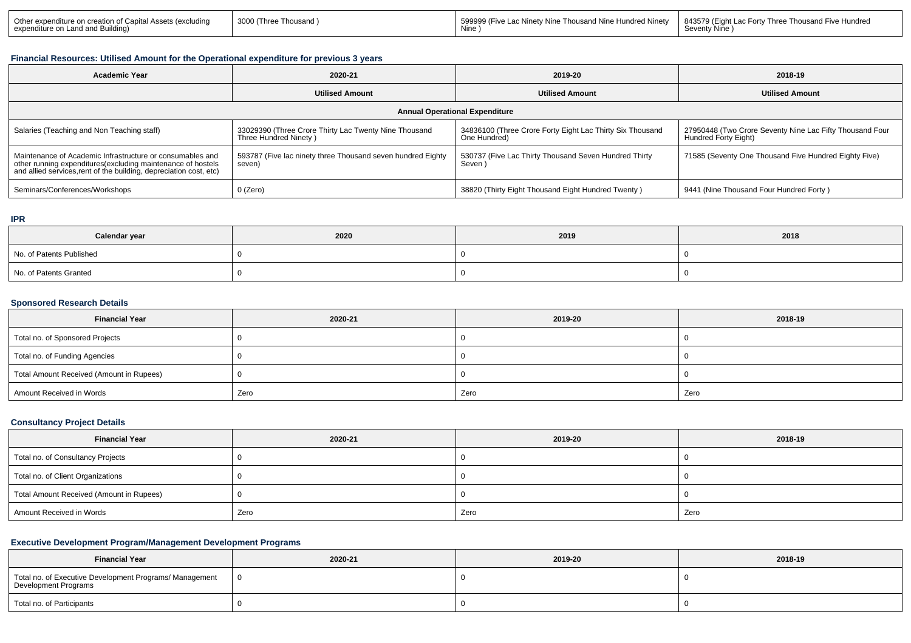| | | | |
|---|---|---|---|
| Other expenditure on creation of Capital Assets (excluding expenditure on Land and Building) | 3000 (Three Thousand ) | 599999 (Five Lac Ninety Nine Thousand Nine Hundred Ninety Nine ) | 843579 (Eight Lac Forty Three Thousand Five Hundred Seventy Nine ) |

#### Financial Resources: Utilised Amount for the Operational expenditure for previous 3 years

| Academic Year | 2020-21 | 2019-20 | 2018-19 |
|---|---|---|---|
| | Utilised Amount | Utilised Amount | Utilised Amount |
| Annual Operational Expenditure | | | |
| Salaries (Teaching and Non Teaching staff) | 33029390 (Three Crore Thirty Lac Twenty Nine Thousand Three Hundred Ninety ) | 34836100 (Three Crore Forty Eight Lac Thirty Six Thousand One Hundred) | 27950448 (Two Crore Seventy Nine Lac Fifty Thousand Four Hundred Forty Eight) |
| Maintenance of Academic Infrastructure or consumables and other running expenditures(excluding maintenance of hostels and allied services,rent of the building, depreciation cost, etc) | 593787 (Five lac ninety three Thousand seven hundred Eighty seven) | 530737 (Five Lac Thirty Thousand Seven Hundred Thirty Seven ) | 71585 (Seventy One Thousand Five Hundred Eighty Five) |
| Seminars/Conferences/Workshops | 0 (Zero) | 38820 (Thirty Eight Thousand Eight Hundred Twenty ) | 9441 (Nine Thousand Four Hundred Forty ) |

#### IPR

| Calendar year | 2020 | 2019 | 2018 |
|---|---|---|---|
| No. of Patents Published | 0 | 0 | 0 |
| No. of Patents Granted | 0 | 0 | 0 |

#### Sponsored Research Details

| Financial Year | 2020-21 | 2019-20 | 2018-19 |
|---|---|---|---|
| Total no. of Sponsored Projects | 0 | 0 | 0 |
| Total no. of Funding Agencies | 0 | 0 | 0 |
| Total Amount Received (Amount in Rupees) | 0 | 0 | 0 |
| Amount Received in Words | Zero | Zero | Zero |

#### Consultancy Project Details

| Financial Year | 2020-21 | 2019-20 | 2018-19 |
|---|---|---|---|
| Total no. of Consultancy Projects | 0 | 0 | 0 |
| Total no. of Client Organizations | 0 | 0 | 0 |
| Total Amount Received (Amount in Rupees) | 0 | 0 | 0 |
| Amount Received in Words | Zero | Zero | Zero |

#### Executive Development Program/Management Development Programs

| Financial Year | 2020-21 | 2019-20 | 2018-19 |
|---|---|---|---|
| Total no. of Executive Development Programs/ Management Development Programs | 0 | 0 | 0 |
| Total no. of Participants | 0 | 0 | 0 |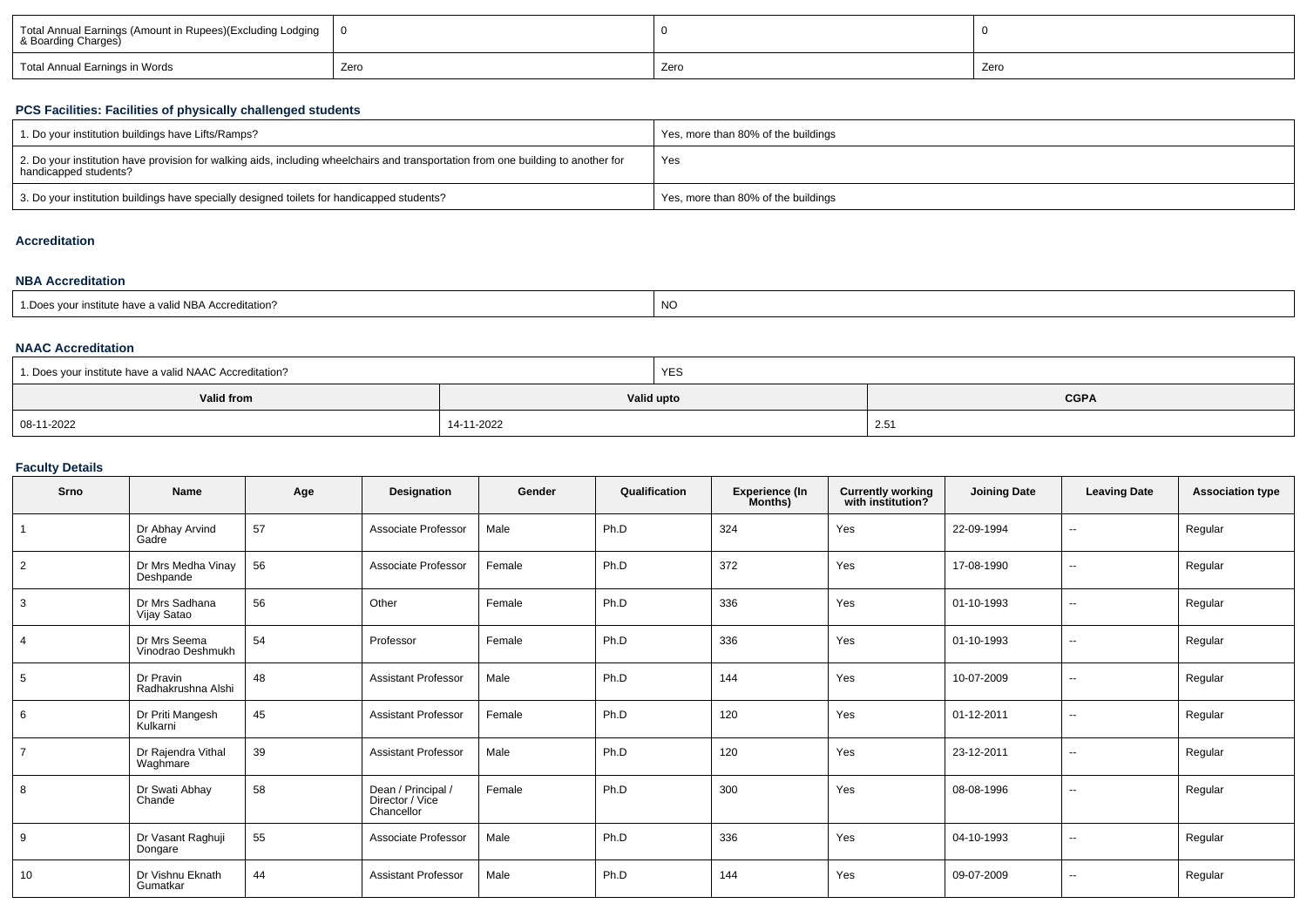| | | | |
|---|---|---|---|
| Total Annual Earnings (Amount in Rupees)(Excluding Lodging & Boarding Charges) | 0 | 0 | 0 |
| Total Annual Earnings in Words | Zero | Zero | Zero |

### PCS Facilities: Facilities of physically challenged students

| | |
|---|---|
| 1. Do your institution buildings have Lifts/Ramps? | Yes, more than 80% of the buildings |
| 2. Do your institution have provision for walking aids, including wheelchairs and transportation from one building to another for handicapped students? | Yes |
| 3. Do your institution buildings have specially designed toilets for handicapped students? | Yes, more than 80% of the buildings |

### Accreditation

### NBA Accreditation

| | |
|---|---|
| 1.Does your institute have a valid NBA Accreditation? | NO |

### NAAC Accreditation

| | | |
|---|---|---|
| 1. Does your institute have a valid NAAC Accreditation? | YES | |
| **Valid from** | **Valid upto** | **CGPA** |
| 08-11-2022 | 14-11-2022 | 2.51 |

### Faculty Details

| Srno | Name | Age | Designation | Gender | Qualification | Experience (In Months) | Currently working with institution? | Joining Date | Leaving Date | Association type |
|---|---|---|---|---|---|---|---|---|---|---|
| 1 | Dr Abhay Arvind Gadre | 57 | Associate Professor | Male | Ph.D | 324 | Yes | 22-09-1994 | -- | Regular |
| 2 | Dr Mrs Medha Vinay Deshpande | 56 | Associate Professor | Female | Ph.D | 372 | Yes | 17-08-1990 | -- | Regular |
| 3 | Dr Mrs Sadhana Vijay Satao | 56 | Other | Female | Ph.D | 336 | Yes | 01-10-1993 | -- | Regular |
| 4 | Dr Mrs Seema Vinodrao Deshmukh | 54 | Professor | Female | Ph.D | 336 | Yes | 01-10-1993 | -- | Regular |
| 5 | Dr Pravin Radhakrushna Alshi | 48 | Assistant Professor | Male | Ph.D | 144 | Yes | 10-07-2009 | -- | Regular |
| 6 | Dr Priti Mangesh Kulkarni | 45 | Assistant Professor | Female | Ph.D | 120 | Yes | 01-12-2011 | -- | Regular |
| 7 | Dr Rajendra Vithal Waghmare | 39 | Assistant Professor | Male | Ph.D | 120 | Yes | 23-12-2011 | -- | Regular |
| 8 | Dr Swati Abhay Chande | 58 | Dean / Principal / Director / Vice Chancellor | Female | Ph.D | 300 | Yes | 08-08-1996 | -- | Regular |
| 9 | Dr Vasant Raghuji Dongare | 55 | Associate Professor | Male | Ph.D | 336 | Yes | 04-10-1993 | -- | Regular |
| 10 | Dr Vishnu Eknath Gumatkar | 44 | Assistant Professor | Male | Ph.D | 144 | Yes | 09-07-2009 | -- | Regular |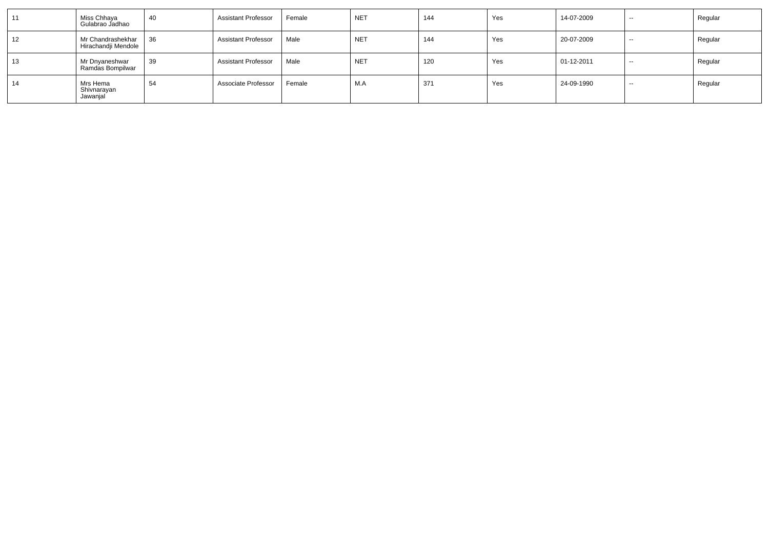| | | | | | | | | | | |
|---|---|---|---|---|---|---|---|---|---|---|
| 11 | Miss Chhaya Gulabrao Jadhao | 40 | Assistant Professor | Female | NET | 144 | Yes | 14-07-2009 | -- | Regular |
| 12 | Mr Chandrashekhar Hirachandji Mendole | 36 | Assistant Professor | Male | NET | 144 | Yes | 20-07-2009 | -- | Regular |
| 13 | Mr Dnyaneshwar Ramdas Bompilwar | 39 | Assistant Professor | Male | NET | 120 | Yes | 01-12-2011 | -- | Regular |
| 14 | Mrs Hema Shivnarayan Jawanjal | 54 | Associate Professor | Female | M.A | 371 | Yes | 24-09-1990 | -- | Regular |